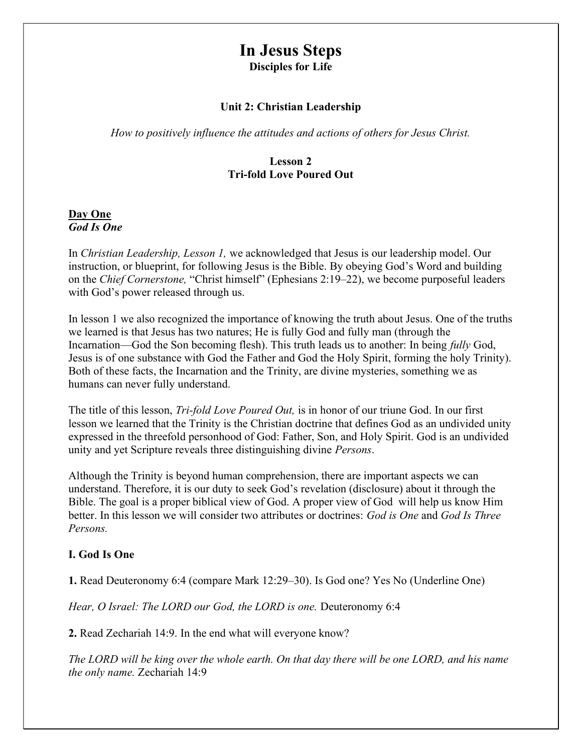# In Jesus Steps

**Disciples for Life**

### Unit 2: Christian Leadership

*How to positively influence the attitudes and actions of others for Jesus Christ.*

### Lesson 2
### Tri-fold Love Poured Out

## Day One
***God Is One***

In *Christian Leadership, Lesson 1,* we acknowledged that Jesus is our leadership model. Our instruction, or blueprint, for following Jesus is the Bible. By obeying God's Word and building on the *Chief Cornerstone,* "Christ himself" (Ephesians 2:19–22), we become purposeful leaders with God's power released through us.

In lesson 1 we also recognized the importance of knowing the truth about Jesus. One of the truths we learned is that Jesus has two natures; He is fully God and fully man (through the Incarnation—God the Son becoming flesh). This truth leads us to another: In being *fully* God, Jesus is of one substance with God the Father and God the Holy Spirit, forming the holy Trinity). Both of these facts, the Incarnation and the Trinity, are divine mysteries, something we as humans can never fully understand.

The title of this lesson, *Tri-fold Love Poured Out,* is in honor of our triune God. In our first lesson we learned that the Trinity is the Christian doctrine that defines God as an undivided unity expressed in the threefold personhood of God: Father, Son, and Holy Spirit. God is an undivided unity and yet Scripture reveals three distinguishing divine *Persons*.

Although the Trinity is beyond human comprehension, there are important aspects we can understand. Therefore, it is our duty to seek God's revelation (disclosure) about it through the Bible. The goal is a proper biblical view of God. A proper view of God will help us know Him better. In this lesson we will consider two attributes or doctrines: *God is One* and *God Is Three Persons.*

### I. God Is One

**1.** Read Deuteronomy 6:4 (compare Mark 12:29–30). Is God one? Yes No (Underline One)

*Hear, O Israel: The LORD our God, the LORD is one.* Deuteronomy 6:4

**2.** Read Zechariah 14:9. In the end what will everyone know?

*The LORD will be king over the whole earth. On that day there will be one LORD, and his name the only name.* Zechariah 14:9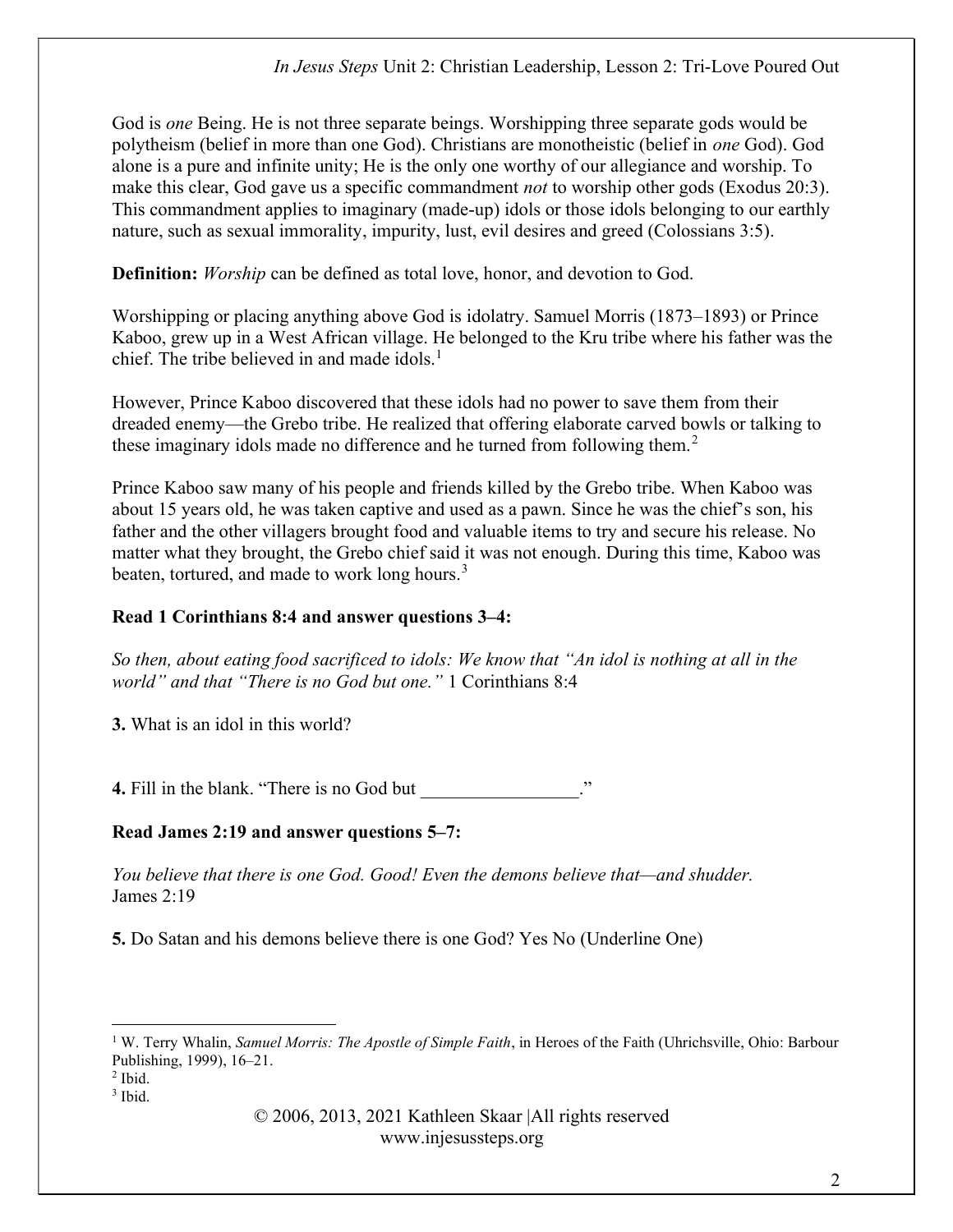God is *one* Being. He is not three separate beings. Worshipping three separate gods would be polytheism (belief in more than one God). Christians are monotheistic (belief in *one* God). God alone is a pure and infinite unity; He is the only one worthy of our allegiance and worship. To make this clear, God gave us a specific commandment *not* to worship other gods (Exodus 20:3). This commandment applies to imaginary (made-up) idols or those idols belonging to our earthly nature, such as sexual immorality, impurity, lust, evil desires and greed (Colossians 3:5).

**Definition:** *Worship* can be defined as total love, honor, and devotion to God.

Worshipping or placing anything above God is idolatry. Samuel Morris (1873–1893) or Prince Kaboo, grew up in a West African village. He belonged to the Kru tribe where his father was the chief. The tribe believed in and made idols.[1]

However, Prince Kaboo discovered that these idols had no power to save them from their dreaded enemy—the Grebo tribe. He realized that offering elaborate carved bowls or talking to these imaginary idols made no difference and he turned from following them.[2]

Prince Kaboo saw many of his people and friends killed by the Grebo tribe. When Kaboo was about 15 years old, he was taken captive and used as a pawn. Since he was the chief's son, his father and the other villagers brought food and valuable items to try and secure his release. No matter what they brought, the Grebo chief said it was not enough. During this time, Kaboo was beaten, tortured, and made to work long hours.[3]

**Read 1 Corinthians 8:4 and answer questions 3–4:**

*So then, about eating food sacrificed to idols: We know that "An idol is nothing at all in the world" and that "There is no God but one."* 1 Corinthians 8:4

**3.** What is an idol in this world?

**4.** Fill in the blank. "There is no God but \_\_\_\_\_\_\_\_\_\_\_\_\_\_\_\_."

**Read James 2:19 and answer questions 5–7:**

*You believe that there is one God. Good! Even the demons believe that—and shudder.* James 2:19

**5.** Do Satan and his demons believe there is one God? Yes No (Underline One)

---

[1] W. Terry Whalin, *Samuel Morris: The Apostle of Simple Faith*, in Heroes of the Faith (Uhrichsville, Ohio: Barbour Publishing, 1999), 16–21.

[2] Ibid.

[3] Ibid.

© 2006, 2013, 2021 Kathleen Skaar |All rights reserved
www.injesussteps.org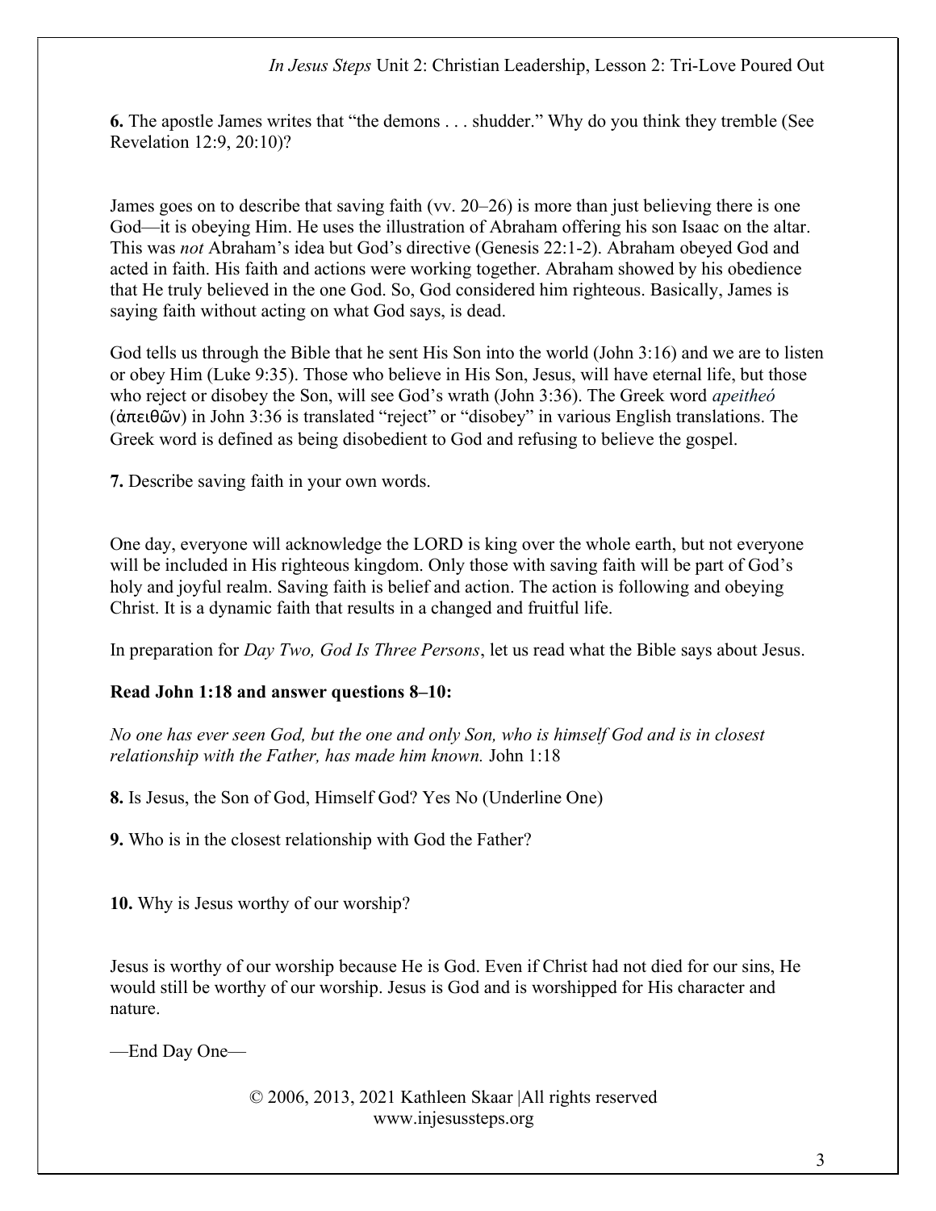**6.** The apostle James writes that "the demons . . . shudder." Why do you think they tremble (See Revelation 12:9, 20:10)?

James goes on to describe that saving faith (vv. 20–26) is more than just believing there is one God—it is obeying Him. He uses the illustration of Abraham offering his son Isaac on the altar. This was *not* Abraham's idea but God's directive (Genesis 22:1-2). Abraham obeyed God and acted in faith. His faith and actions were working together. Abraham showed by his obedience that He truly believed in the one God. So, God considered him righteous. Basically, James is saying faith without acting on what God says, is dead.

God tells us through the Bible that he sent His Son into the world (John 3:16) and we are to listen or obey Him (Luke 9:35). Those who believe in His Son, Jesus, will have eternal life, but those who reject or disobey the Son, will see God's wrath (John 3:36). The Greek word *apeitheó* (ἀπειθῶν) in John 3:36 is translated "reject" or "disobey" in various English translations. The Greek word is defined as being disobedient to God and refusing to believe the gospel.

**7.** Describe saving faith in your own words.

One day, everyone will acknowledge the LORD is king over the whole earth, but not everyone will be included in His righteous kingdom. Only those with saving faith will be part of God's holy and joyful realm. Saving faith is belief and action. The action is following and obeying Christ. It is a dynamic faith that results in a changed and fruitful life.

In preparation for *Day Two, God Is Three Persons*, let us read what the Bible says about Jesus.

**Read John 1:18 and answer questions 8–10:**

*No one has ever seen God, but the one and only Son, who is himself God and is in closest relationship with the Father, has made him known.* John 1:18

**8.** Is Jesus, the Son of God, Himself God? Yes No (Underline One)

**9.** Who is in the closest relationship with God the Father?

**10.** Why is Jesus worthy of our worship?

Jesus is worthy of our worship because He is God. Even if Christ had not died for our sins, He would still be worthy of our worship. Jesus is God and is worshipped for His character and nature.

—End Day One—

© 2006, 2013, 2021 Kathleen Skaar |All rights reserved
www.injesussteps.org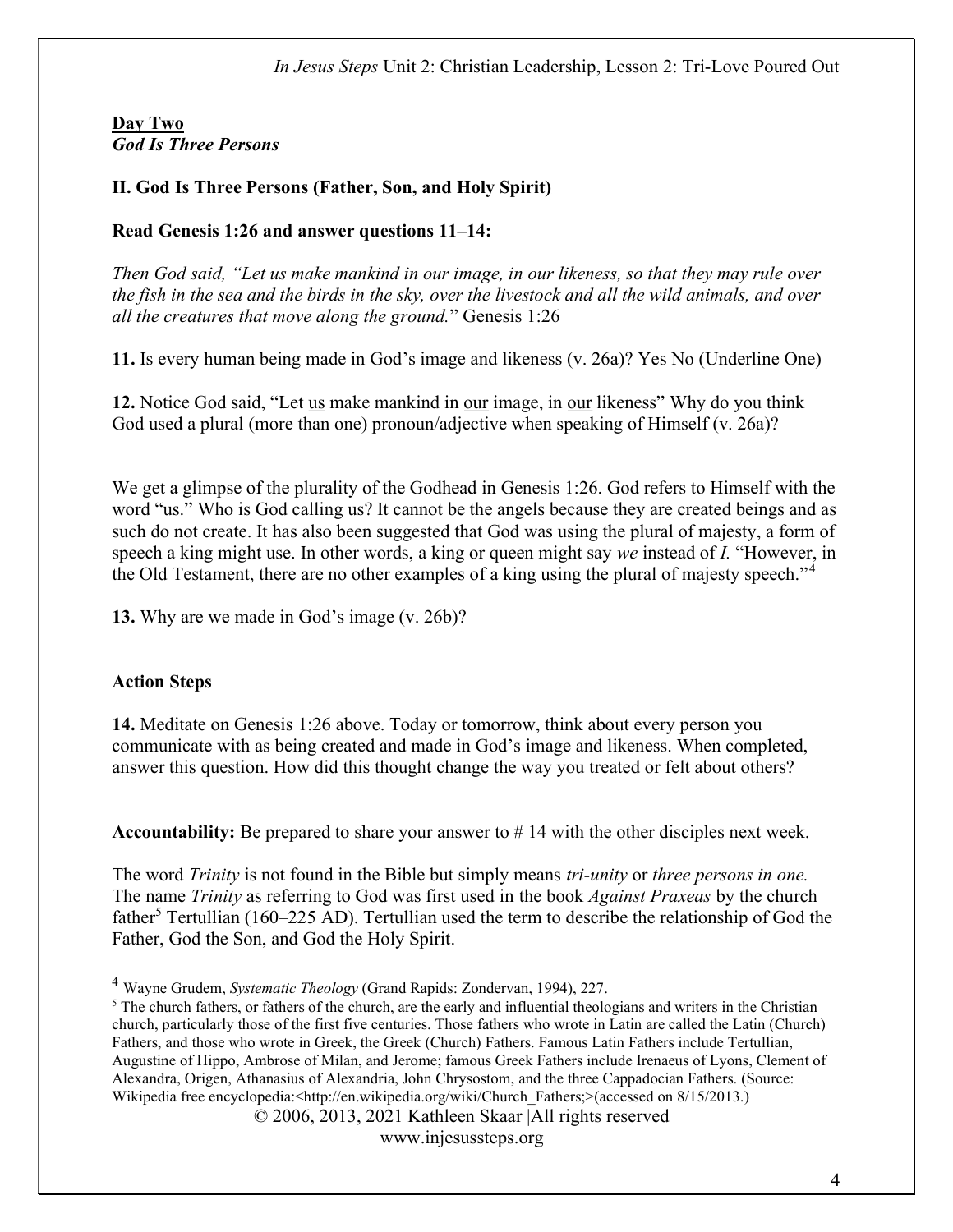**Day Two**
***God Is Three Persons***

**II. God Is Three Persons (Father, Son, and Holy Spirit)**

**Read Genesis 1:26 and answer questions 11–14:**

*Then God said, "Let us make mankind in our image, in our likeness, so that they may rule over the fish in the sea and the birds in the sky, over the livestock and all the wild animals, and over all the creatures that move along the ground.*" Genesis 1:26

**11.** Is every human being made in God's image and likeness (v. 26a)? Yes No (Underline One)

**12.** Notice God said, "Let us make mankind in our image, in our likeness" Why do you think God used a plural (more than one) pronoun/adjective when speaking of Himself (v. 26a)?

We get a glimpse of the plurality of the Godhead in Genesis 1:26. God refers to Himself with the word "us." Who is God calling us? It cannot be the angels because they are created beings and as such do not create. It has also been suggested that God was using the plural of majesty, a form of speech a king might use. In other words, a king or queen might say *we* instead of *I.* "However, in the Old Testament, there are no other examples of a king using the plural of majesty speech."[4]

**13.** Why are we made in God's image (v. 26b)?

**Action Steps**

**14.** Meditate on Genesis 1:26 above. Today or tomorrow, think about every person you communicate with as being created and made in God's image and likeness. When completed, answer this question. How did this thought change the way you treated or felt about others?

**Accountability:** Be prepared to share your answer to # 14 with the other disciples next week.

The word *Trinity* is not found in the Bible but simply means *tri-unity* or *three persons in one.* The name *Trinity* as referring to God was first used in the book *Against Praxeas* by the church father[5] Tertullian (160–225 AD). Tertullian used the term to describe the relationship of God the Father, God the Son, and God the Holy Spirit.

---

[4] Wayne Grudem, *Systematic Theology* (Grand Rapids: Zondervan, 1994), 227.

[5] The church fathers, or fathers of the church, are the early and influential theologians and writers in the Christian church, particularly those of the first five centuries. Those fathers who wrote in Latin are called the Latin (Church) Fathers, and those who wrote in Greek, the Greek (Church) Fathers. Famous Latin Fathers include Tertullian, Augustine of Hippo, Ambrose of Milan, and Jerome; famous Greek Fathers include Irenaeus of Lyons, Clement of Alexandria, Origen, Athanasius of Alexandria, John Chrysostom, and the three Cappadocian Fathers. (Source: Wikipedia free encyclopedia:<http://en.wikipedia.org/wiki/Church_Fathers;>(accessed on 8/15/2013.)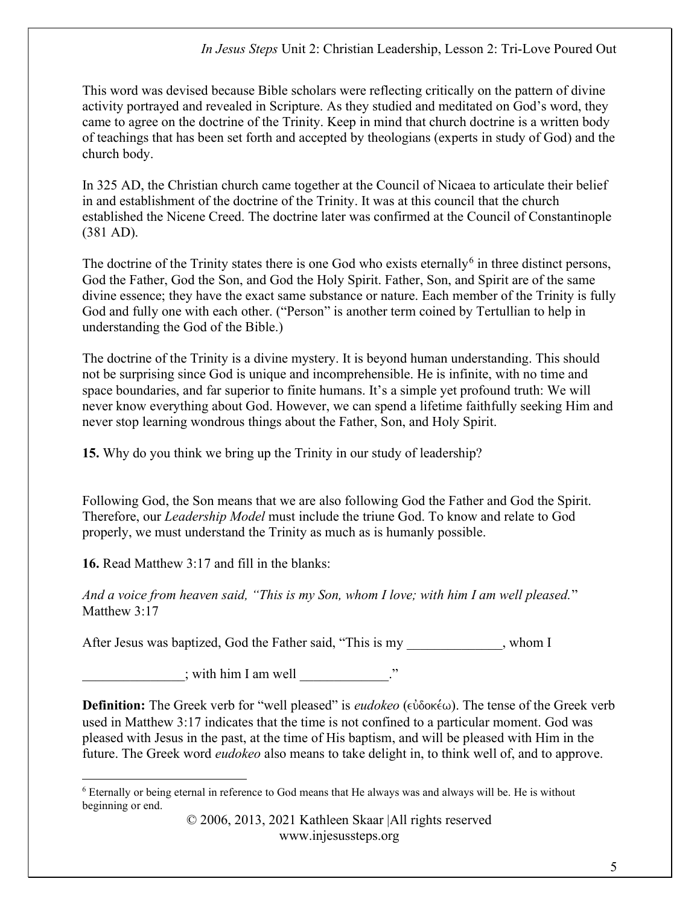This word was devised because Bible scholars were reflecting critically on the pattern of divine activity portrayed and revealed in Scripture. As they studied and meditated on God's word, they came to agree on the doctrine of the Trinity. Keep in mind that church doctrine is a written body of teachings that has been set forth and accepted by theologians (experts in study of God) and the church body.

In 325 AD, the Christian church came together at the Council of Nicaea to articulate their belief in and establishment of the doctrine of the Trinity. It was at this council that the church established the Nicene Creed. The doctrine later was confirmed at the Council of Constantinople (381 AD).

The doctrine of the Trinity states there is one God who exists eternally[6] in three distinct persons, God the Father, God the Son, and God the Holy Spirit. Father, Son, and Spirit are of the same divine essence; they have the exact same substance or nature. Each member of the Trinity is fully God and fully one with each other. ("Person" is another term coined by Tertullian to help in understanding the God of the Bible.)

The doctrine of the Trinity is a divine mystery. It is beyond human understanding. This should not be surprising since God is unique and incomprehensible. He is infinite, with no time and space boundaries, and far superior to finite humans. It's a simple yet profound truth: We will never know everything about God. However, we can spend a lifetime faithfully seeking Him and never stop learning wondrous things about the Father, Son, and Holy Spirit.

**15.** Why do you think we bring up the Trinity in our study of leadership?

Following God, the Son means that we are also following God the Father and God the Spirit. Therefore, our *Leadership Model* must include the triune God. To know and relate to God properly, we must understand the Trinity as much as is humanly possible.

**16.** Read Matthew 3:17 and fill in the blanks:

*And a voice from heaven said, "This is my Son, whom I love; with him I am well pleased.*" Matthew 3:17

After Jesus was baptized, God the Father said, "This is my _____________, whom I _______________; with him I am well _____________."

**Definition:** The Greek verb for "well pleased" is *eudokeo* (εὐδοκέω). The tense of the Greek verb used in Matthew 3:17 indicates that the time is not confined to a particular moment. God was pleased with Jesus in the past, at the time of His baptism, and will be pleased with Him in the future. The Greek word *eudokeo* also means to take delight in, to think well of, and to approve.

---

[6] Eternally or being eternal in reference to God means that He always was and always will be. He is without beginning or end.

© 2006, 2013, 2021 Kathleen Skaar |All rights reserved
www.injesussteps.org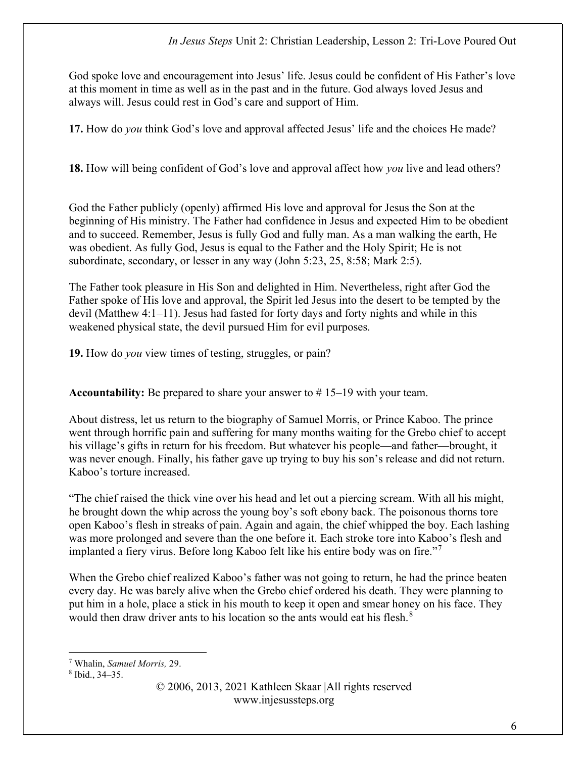God spoke love and encouragement into Jesus' life. Jesus could be confident of His Father's love at this moment in time as well as in the past and in the future. God always loved Jesus and always will. Jesus could rest in God's care and support of Him.

**17.** How do *you* think God's love and approval affected Jesus' life and the choices He made?

**18.** How will being confident of God's love and approval affect how *you* live and lead others?

God the Father publicly (openly) affirmed His love and approval for Jesus the Son at the beginning of His ministry. The Father had confidence in Jesus and expected Him to be obedient and to succeed. Remember, Jesus is fully God and fully man. As a man walking the earth, He was obedient. As fully God, Jesus is equal to the Father and the Holy Spirit; He is not subordinate, secondary, or lesser in any way (John 5:23, 25, 8:58; Mark 2:5).

The Father took pleasure in His Son and delighted in Him. Nevertheless, right after God the Father spoke of His love and approval, the Spirit led Jesus into the desert to be tempted by the devil (Matthew 4:1–11). Jesus had fasted for forty days and forty nights and while in this weakened physical state, the devil pursued Him for evil purposes.

**19.** How do *you* view times of testing, struggles, or pain?

**Accountability:** Be prepared to share your answer to # 15–19 with your team.

About distress, let us return to the biography of Samuel Morris, or Prince Kaboo. The prince went through horrific pain and suffering for many months waiting for the Grebo chief to accept his village's gifts in return for his freedom. But whatever his people—and father—brought, it was never enough. Finally, his father gave up trying to buy his son's release and did not return. Kaboo's torture increased.

"The chief raised the thick vine over his head and let out a piercing scream. With all his might, he brought down the whip across the young boy's soft ebony back. The poisonous thorns tore open Kaboo's flesh in streaks of pain. Again and again, the chief whipped the boy. Each lashing was more prolonged and severe than the one before it. Each stroke tore into Kaboo's flesh and implanted a fiery virus. Before long Kaboo felt like his entire body was on fire."[7]

When the Grebo chief realized Kaboo's father was not going to return, he had the prince beaten every day. He was barely alive when the Grebo chief ordered his death. They were planning to put him in a hole, place a stick in his mouth to keep it open and smear honey on his face. They would then draw driver ants to his location so the ants would eat his flesh.[8]

---

[7] Whalin, *Samuel Morris,* 29.

[8] Ibid., 34–35.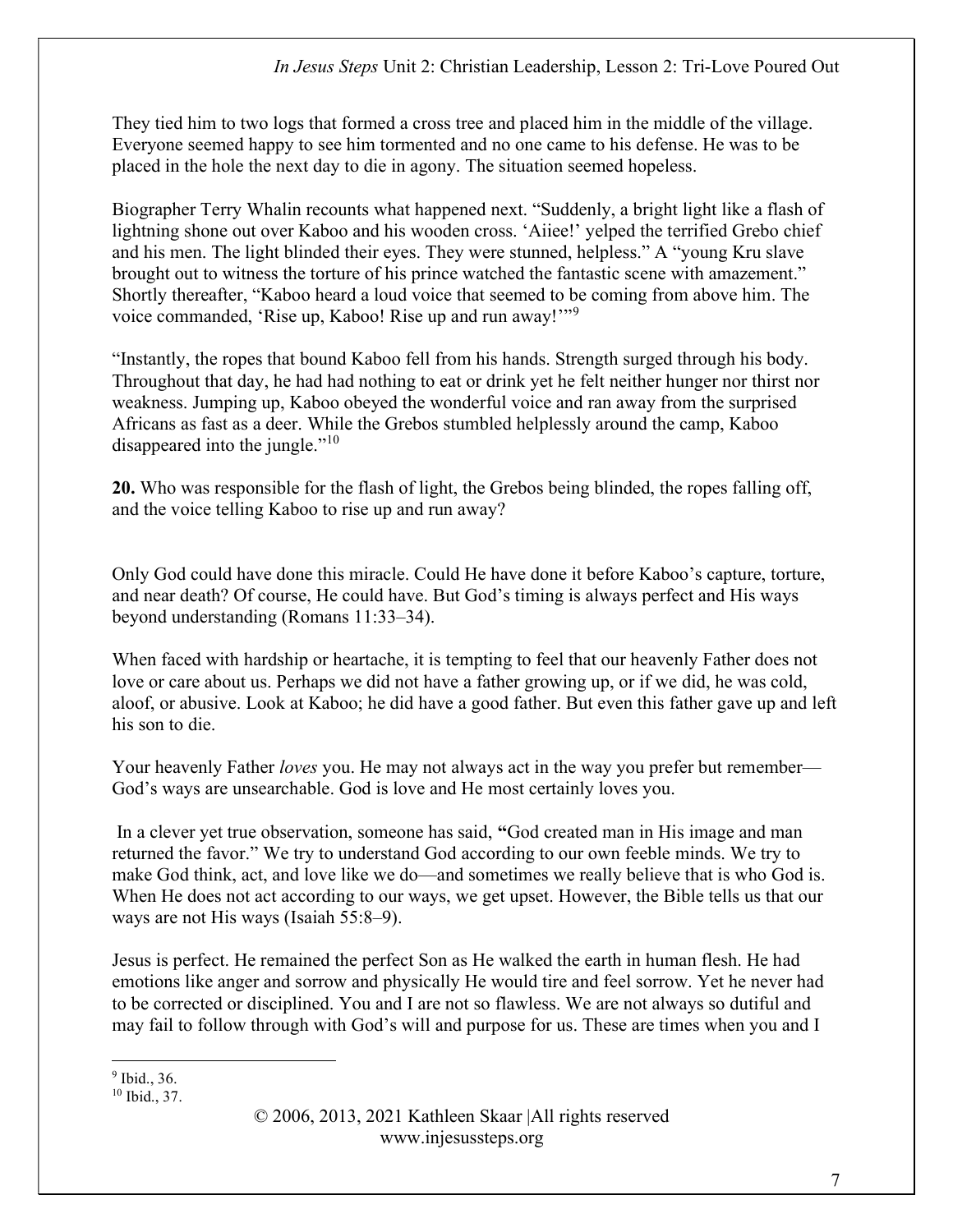They tied him to two logs that formed a cross tree and placed him in the middle of the village. Everyone seemed happy to see him tormented and no one came to his defense. He was to be placed in the hole the next day to die in agony. The situation seemed hopeless.

Biographer Terry Whalin recounts what happened next. "Suddenly, a bright light like a flash of lightning shone out over Kaboo and his wooden cross. 'Aiiee!' yelped the terrified Grebo chief and his men. The light blinded their eyes. They were stunned, helpless." A "young Kru slave brought out to witness the torture of his prince watched the fantastic scene with amazement." Shortly thereafter, "Kaboo heard a loud voice that seemed to be coming from above him. The voice commanded, 'Rise up, Kaboo! Rise up and run away!'"[9]

"Instantly, the ropes that bound Kaboo fell from his hands. Strength surged through his body. Throughout that day, he had had nothing to eat or drink yet he felt neither hunger nor thirst nor weakness. Jumping up, Kaboo obeyed the wonderful voice and ran away from the surprised Africans as fast as a deer. While the Grebos stumbled helplessly around the camp, Kaboo disappeared into the jungle."[10]

**20.** Who was responsible for the flash of light, the Grebos being blinded, the ropes falling off, and the voice telling Kaboo to rise up and run away?

Only God could have done this miracle. Could He have done it before Kaboo's capture, torture, and near death? Of course, He could have. But God's timing is always perfect and His ways beyond understanding (Romans 11:33–34).

When faced with hardship or heartache, it is tempting to feel that our heavenly Father does not love or care about us. Perhaps we did not have a father growing up, or if we did, he was cold, aloof, or abusive. Look at Kaboo; he did have a good father. But even this father gave up and left his son to die.

Your heavenly Father *loves* you. He may not always act in the way you prefer but remember—God's ways are unsearchable. God is love and He most certainly loves you.

In a clever yet true observation, someone has said, "God created man in His image and man returned the favor." We try to understand God according to our own feeble minds. We try to make God think, act, and love like we do—and sometimes we really believe that is who God is. When He does not act according to our ways, we get upset. However, the Bible tells us that our ways are not His ways (Isaiah 55:8–9).

Jesus is perfect. He remained the perfect Son as He walked the earth in human flesh. He had emotions like anger and sorrow and physically He would tire and feel sorrow. Yet he never had to be corrected or disciplined. You and I are not so flawless. We are not always so dutiful and may fail to follow through with God's will and purpose for us. These are times when you and I

---

[9] Ibid., 36.
[10] Ibid., 37.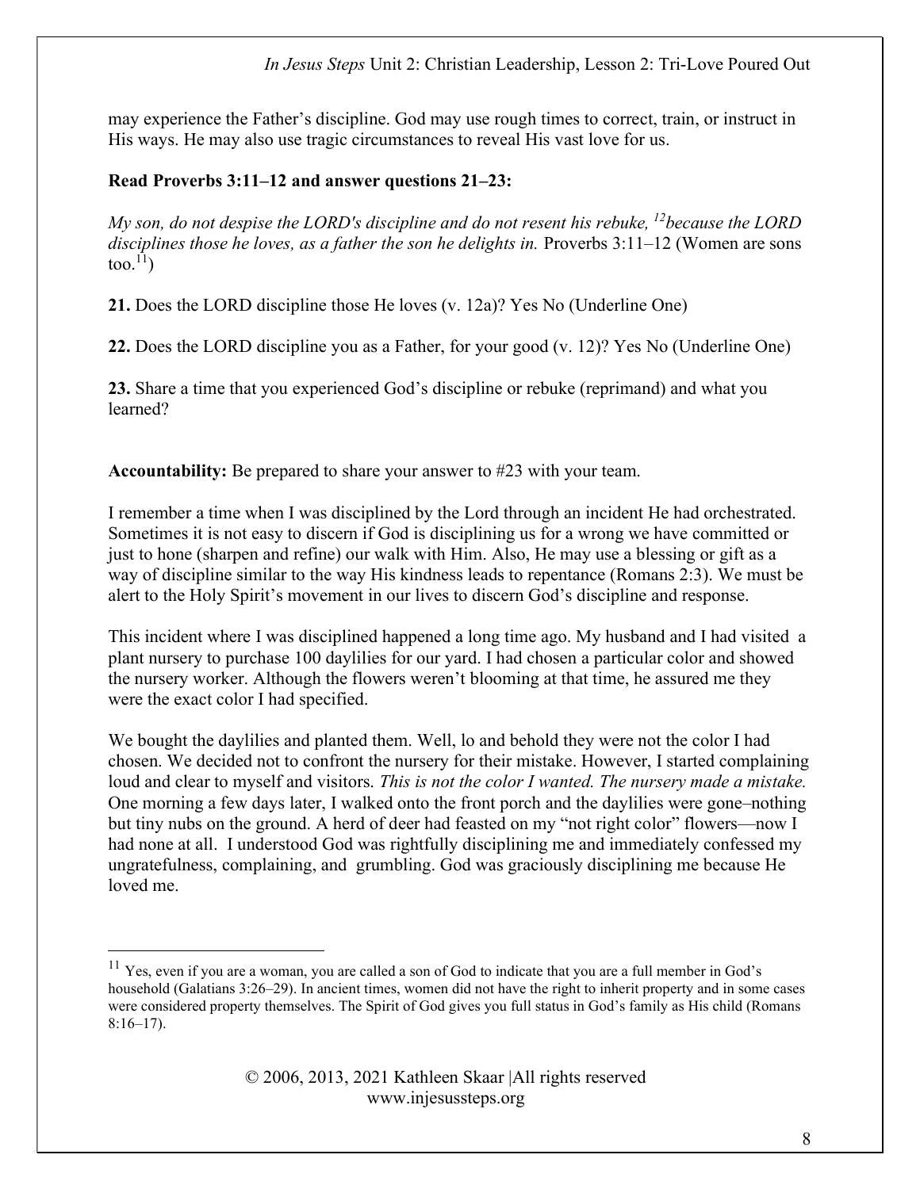may experience the Father's discipline. God may use rough times to correct, train, or instruct in His ways. He may also use tragic circumstances to reveal His vast love for us.

**Read Proverbs 3:11–12 and answer questions 21–23:**

*My son, do not despise the LORD's discipline and do not resent his rebuke, [12]because the LORD disciplines those he loves, as a father the son he delights in.* Proverbs 3:11–12 (Women are sons too.[11])

**21.** Does the LORD discipline those He loves (v. 12a)? Yes No (Underline One)

**22.** Does the LORD discipline you as a Father, for your good (v. 12)? Yes No (Underline One)

**23.** Share a time that you experienced God's discipline or rebuke (reprimand) and what you learned?

**Accountability:** Be prepared to share your answer to #23 with your team.

I remember a time when I was disciplined by the Lord through an incident He had orchestrated. Sometimes it is not easy to discern if God is disciplining us for a wrong we have committed or just to hone (sharpen and refine) our walk with Him. Also, He may use a blessing or gift as a way of discipline similar to the way His kindness leads to repentance (Romans 2:3). We must be alert to the Holy Spirit's movement in our lives to discern God's discipline and response.

This incident where I was disciplined happened a long time ago. My husband and I had visited a plant nursery to purchase 100 daylilies for our yard. I had chosen a particular color and showed the nursery worker. Although the flowers weren't blooming at that time, he assured me they were the exact color I had specified.

We bought the daylilies and planted them. Well, lo and behold they were not the color I had chosen. We decided not to confront the nursery for their mistake. However, I started complaining loud and clear to myself and visitors. *This is not the color I wanted. The nursery made a mistake.* One morning a few days later, I walked onto the front porch and the daylilies were gone–nothing but tiny nubs on the ground. A herd of deer had feasted on my "not right color" flowers—now I had none at all. I understood God was rightfully disciplining me and immediately confessed my ungratefulness, complaining, and grumbling. God was graciously disciplining me because He loved me.

---

[11] Yes, even if you are a woman, you are called a son of God to indicate that you are a full member in God's household (Galatians 3:26–29). In ancient times, women did not have the right to inherit property and in some cases were considered property themselves. The Spirit of God gives you full status in God's family as His child (Romans 8:16–17).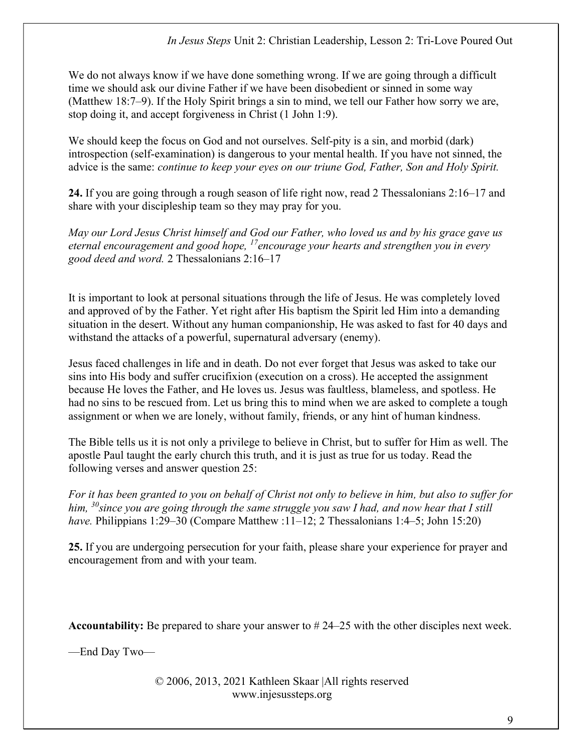We do not always know if we have done something wrong. If we are going through a difficult time we should ask our divine Father if we have been disobedient or sinned in some way (Matthew 18:7–9). If the Holy Spirit brings a sin to mind, we tell our Father how sorry we are, stop doing it, and accept forgiveness in Christ (1 John 1:9).

We should keep the focus on God and not ourselves. Self-pity is a sin, and morbid (dark) introspection (self-examination) is dangerous to your mental health. If you have not sinned, the advice is the same: *continue to keep your eyes on our triune God, Father, Son and Holy Spirit.*

**24.** If you are going through a rough season of life right now, read 2 Thessalonians 2:16–17 and share with your discipleship team so they may pray for you.

*May our Lord Jesus Christ himself and God our Father, who loved us and by his grace gave us eternal encouragement and good hope, [17]encourage your hearts and strengthen you in every good deed and word.* 2 Thessalonians 2:16–17

It is important to look at personal situations through the life of Jesus. He was completely loved and approved of by the Father. Yet right after His baptism the Spirit led Him into a demanding situation in the desert. Without any human companionship, He was asked to fast for 40 days and withstand the attacks of a powerful, supernatural adversary (enemy).

Jesus faced challenges in life and in death. Do not ever forget that Jesus was asked to take our sins into His body and suffer crucifixion (execution on a cross). He accepted the assignment because He loves the Father, and He loves us. Jesus was faultless, blameless, and spotless. He had no sins to be rescued from. Let us bring this to mind when we are asked to complete a tough assignment or when we are lonely, without family, friends, or any hint of human kindness.

The Bible tells us it is not only a privilege to believe in Christ, but to suffer for Him as well. The apostle Paul taught the early church this truth, and it is just as true for us today. Read the following verses and answer question 25:

*For it has been granted to you on behalf of Christ not only to believe in him, but also to suffer for him, [30]since you are going through the same struggle you saw I had, and now hear that I still have.* Philippians 1:29–30 (Compare Matthew :11–12; 2 Thessalonians 1:4–5; John 15:20)

**25.** If you are undergoing persecution for your faith, please share your experience for prayer and encouragement from and with your team.

**Accountability:** Be prepared to share your answer to # 24–25 with the other disciples next week.

—End Day Two—

© 2006, 2013, 2021 Kathleen Skaar |All rights reserved
www.injesussteps.org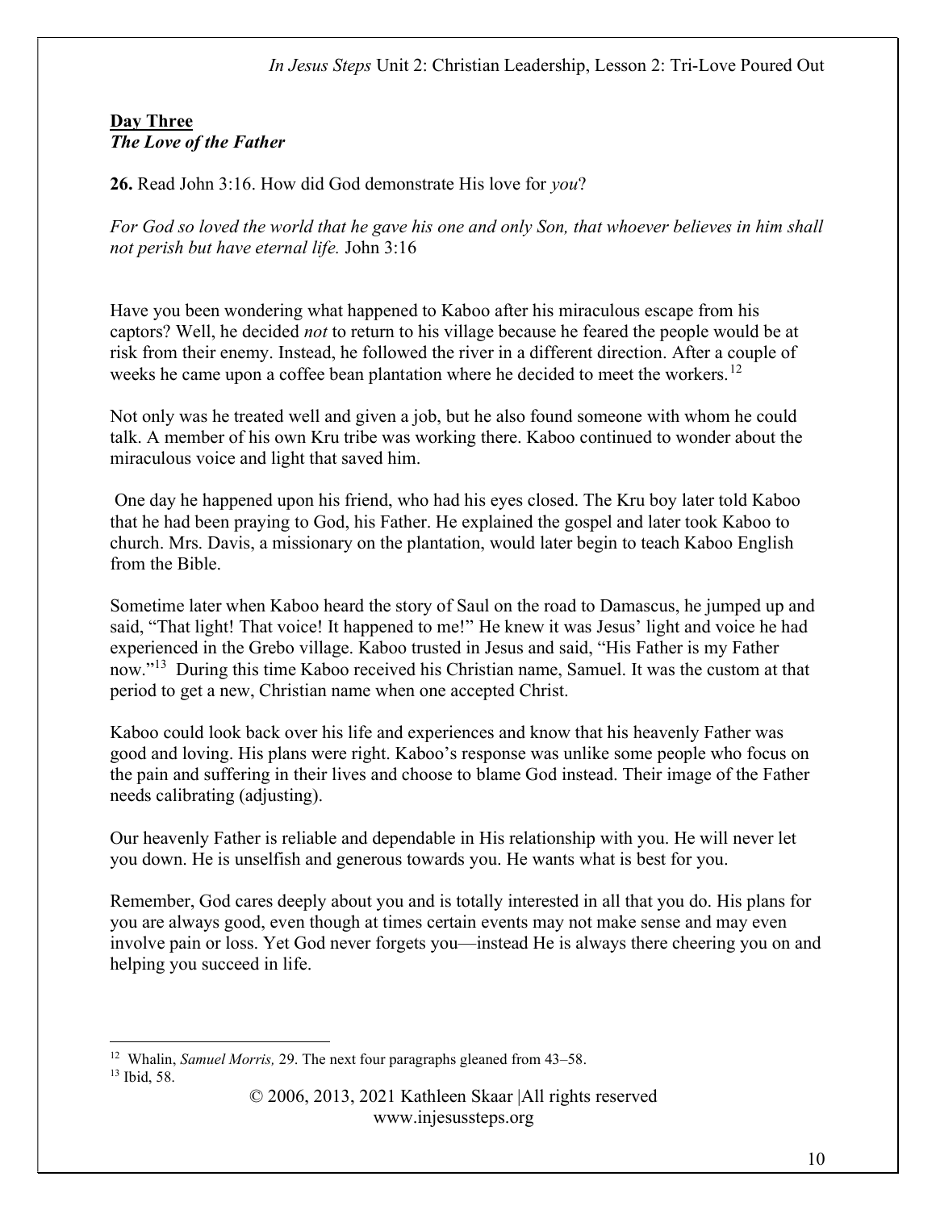**<u>Day Three</u>**
***The Love of the Father***

**26.** Read John 3:16. How did God demonstrate His love for *you*?

*For God so loved the world that he gave his one and only Son, that whoever believes in him shall not perish but have eternal life.* John 3:16

Have you been wondering what happened to Kaboo after his miraculous escape from his captors? Well, he decided *not* to return to his village because he feared the people would be at risk from their enemy. Instead, he followed the river in a different direction. After a couple of weeks he came upon a coffee bean plantation where he decided to meet the workers.[12]

Not only was he treated well and given a job, but he also found someone with whom he could talk. A member of his own Kru tribe was working there. Kaboo continued to wonder about the miraculous voice and light that saved him.

One day he happened upon his friend, who had his eyes closed. The Kru boy later told Kaboo that he had been praying to God, his Father. He explained the gospel and later took Kaboo to church. Mrs. Davis, a missionary on the plantation, would later begin to teach Kaboo English from the Bible.

Sometime later when Kaboo heard the story of Saul on the road to Damascus, he jumped up and said, "That light! That voice! It happened to me!" He knew it was Jesus' light and voice he had experienced in the Grebo village. Kaboo trusted in Jesus and said, "His Father is my Father now."[13] During this time Kaboo received his Christian name, Samuel. It was the custom at that period to get a new, Christian name when one accepted Christ.

Kaboo could look back over his life and experiences and know that his heavenly Father was good and loving. His plans were right. Kaboo's response was unlike some people who focus on the pain and suffering in their lives and choose to blame God instead. Their image of the Father needs calibrating (adjusting).

Our heavenly Father is reliable and dependable in His relationship with you. He will never let you down. He is unselfish and generous towards you. He wants what is best for you.

Remember, God cares deeply about you and is totally interested in all that you do. His plans for you are always good, even though at times certain events may not make sense and may even involve pain or loss. Yet God never forgets you—instead He is always there cheering you on and helping you succeed in life.

---

[12] Whalin, *Samuel Morris,* 29. The next four paragraphs gleaned from 43–58.
[13] Ibid, 58.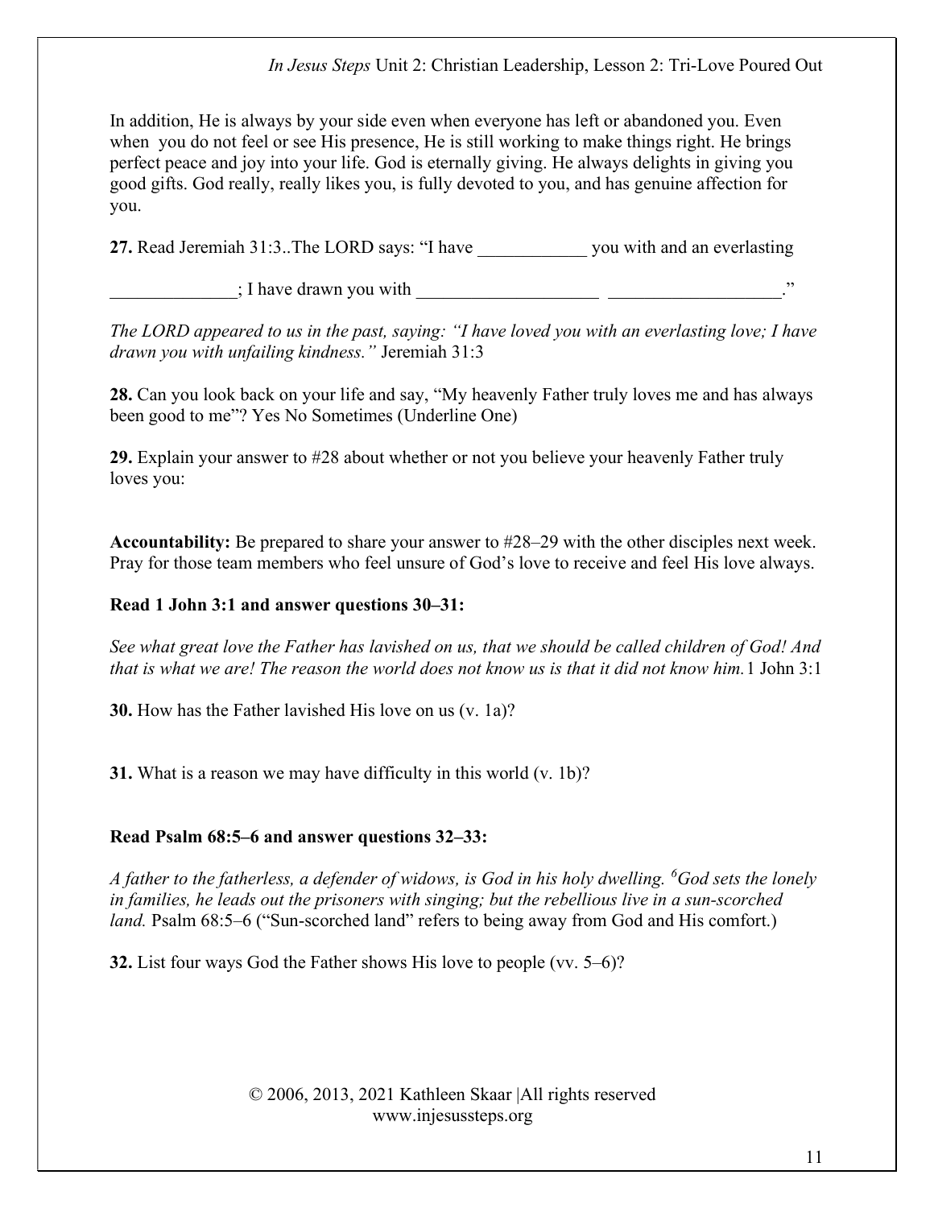In addition, He is always by your side even when everyone has left or abandoned you. Even when you do not feel or see His presence, He is still working to make things right. He brings perfect peace and joy into your life. God is eternally giving. He always delights in giving you good gifts. God really, really likes you, is fully devoted to you, and has genuine affection for you.

**27.** Read Jeremiah 31:3..The LORD says: "I have ____________ you with and an everlasting

______________; I have drawn you with ____________________ ___________________."

*The LORD appeared to us in the past, saying: "I have loved you with an everlasting love; I have drawn you with unfailing kindness."* Jeremiah 31:3

**28.** Can you look back on your life and say, "My heavenly Father truly loves me and has always been good to me"? Yes No Sometimes (Underline One)

**29.** Explain your answer to #28 about whether or not you believe your heavenly Father truly loves you:

**Accountability:** Be prepared to share your answer to #28–29 with the other disciples next week. Pray for those team members who feel unsure of God's love to receive and feel His love always.

**Read 1 John 3:1 and answer questions 30–31:**

*See what great love the Father has lavished on us, that we should be called children of God! And that is what we are! The reason the world does not know us is that it did not know him.* 1 John 3:1

**30.** How has the Father lavished His love on us (v. 1a)?

**31.** What is a reason we may have difficulty in this world (v. 1b)?

**Read Psalm 68:5–6 and answer questions 32–33:**

*A father to the fatherless, a defender of widows, is God in his holy dwelling. [6]God sets the lonely in families, he leads out the prisoners with singing; but the rebellious live in a sun-scorched land.* Psalm 68:5–6 ("Sun-scorched land" refers to being away from God and His comfort.)

**32.** List four ways God the Father shows His love to people (vv. 5–6)?

© 2006, 2013, 2021 Kathleen Skaar |All rights reserved
www.injesussteps.org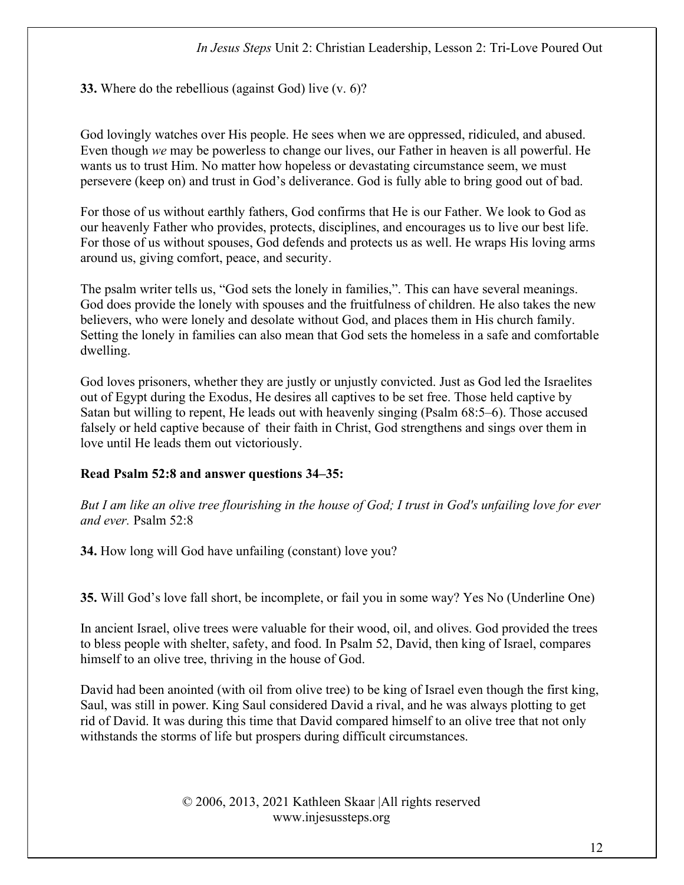**33.** Where do the rebellious (against God) live (v. 6)?

God lovingly watches over His people. He sees when we are oppressed, ridiculed, and abused. Even though *we* may be powerless to change our lives, our Father in heaven is all powerful. He wants us to trust Him. No matter how hopeless or devastating circumstance seem, we must persevere (keep on) and trust in God's deliverance. God is fully able to bring good out of bad.

For those of us without earthly fathers, God confirms that He is our Father. We look to God as our heavenly Father who provides, protects, disciplines, and encourages us to live our best life. For those of us without spouses, God defends and protects us as well. He wraps His loving arms around us, giving comfort, peace, and security.

The psalm writer tells us, "God sets the lonely in families,". This can have several meanings. God does provide the lonely with spouses and the fruitfulness of children. He also takes the new believers, who were lonely and desolate without God, and places them in His church family. Setting the lonely in families can also mean that God sets the homeless in a safe and comfortable dwelling.

God loves prisoners, whether they are justly or unjustly convicted. Just as God led the Israelites out of Egypt during the Exodus, He desires all captives to be set free. Those held captive by Satan but willing to repent, He leads out with heavenly singing (Psalm 68:5–6). Those accused falsely or held captive because of their faith in Christ, God strengthens and sings over them in love until He leads them out victoriously.

**Read Psalm 52:8 and answer questions 34–35:**

*But I am like an olive tree flourishing in the house of God; I trust in God's unfailing love for ever and ever.* Psalm 52:8

**34.** How long will God have unfailing (constant) love you?

**35.** Will God's love fall short, be incomplete, or fail you in some way? Yes No (Underline One)

In ancient Israel, olive trees were valuable for their wood, oil, and olives. God provided the trees to bless people with shelter, safety, and food. In Psalm 52, David, then king of Israel, compares himself to an olive tree, thriving in the house of God.

David had been anointed (with oil from olive tree) to be king of Israel even though the first king, Saul, was still in power. King Saul considered David a rival, and he was always plotting to get rid of David. It was during this time that David compared himself to an olive tree that not only withstands the storms of life but prospers during difficult circumstances.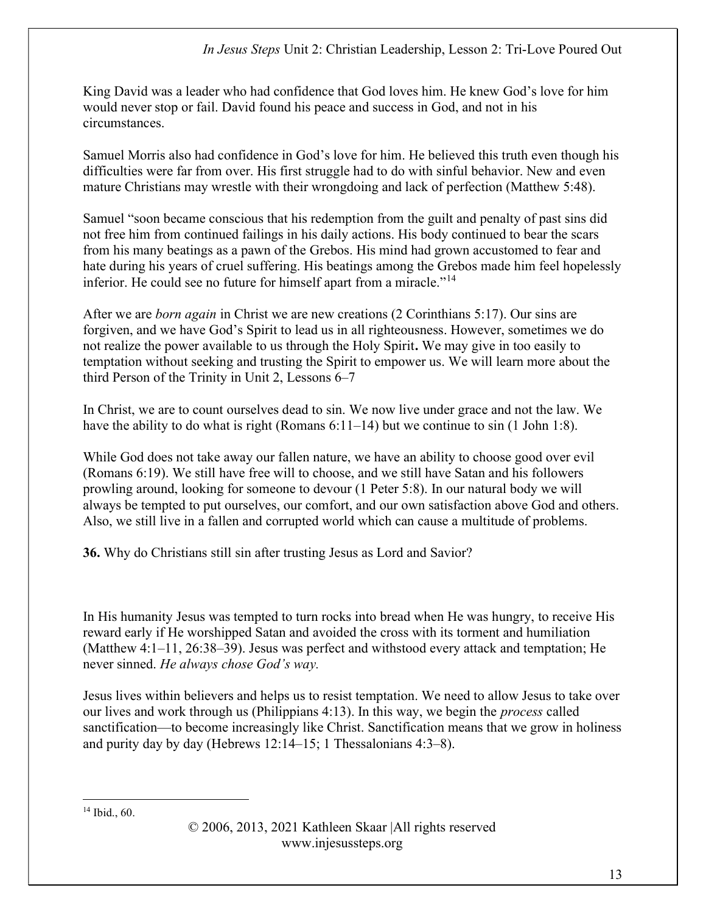King David was a leader who had confidence that God loves him. He knew God's love for him would never stop or fail. David found his peace and success in God, and not in his circumstances.

Samuel Morris also had confidence in God's love for him. He believed this truth even though his difficulties were far from over. His first struggle had to do with sinful behavior. New and even mature Christians may wrestle with their wrongdoing and lack of perfection (Matthew 5:48).

Samuel "soon became conscious that his redemption from the guilt and penalty of past sins did not free him from continued failings in his daily actions. His body continued to bear the scars from his many beatings as a pawn of the Grebos. His mind had grown accustomed to fear and hate during his years of cruel suffering. His beatings among the Grebos made him feel hopelessly inferior. He could see no future for himself apart from a miracle."[14]

After we are *born again* in Christ we are new creations (2 Corinthians 5:17). Our sins are forgiven, and we have God's Spirit to lead us in all righteousness. However, sometimes we do not realize the power available to us through the Holy Spirit**.** We may give in too easily to temptation without seeking and trusting the Spirit to empower us. We will learn more about the third Person of the Trinity in Unit 2, Lessons 6–7

In Christ, we are to count ourselves dead to sin. We now live under grace and not the law. We have the ability to do what is right (Romans 6:11–14) but we continue to sin (1 John 1:8).

While God does not take away our fallen nature, we have an ability to choose good over evil (Romans 6:19). We still have free will to choose, and we still have Satan and his followers prowling around, looking for someone to devour (1 Peter 5:8). In our natural body we will always be tempted to put ourselves, our comfort, and our own satisfaction above God and others. Also, we still live in a fallen and corrupted world which can cause a multitude of problems.

**36.** Why do Christians still sin after trusting Jesus as Lord and Savior?

In His humanity Jesus was tempted to turn rocks into bread when He was hungry, to receive His reward early if He worshipped Satan and avoided the cross with its torment and humiliation (Matthew 4:1–11, 26:38–39). Jesus was perfect and withstood every attack and temptation; He never sinned. *He always chose God's way.*

Jesus lives within believers and helps us to resist temptation. We need to allow Jesus to take over our lives and work through us (Philippians 4:13). In this way, we begin the *process* called sanctification—to become increasingly like Christ. Sanctification means that we grow in holiness and purity day by day (Hebrews 12:14–15; 1 Thessalonians 4:3–8).

---

[14] Ibid., 60.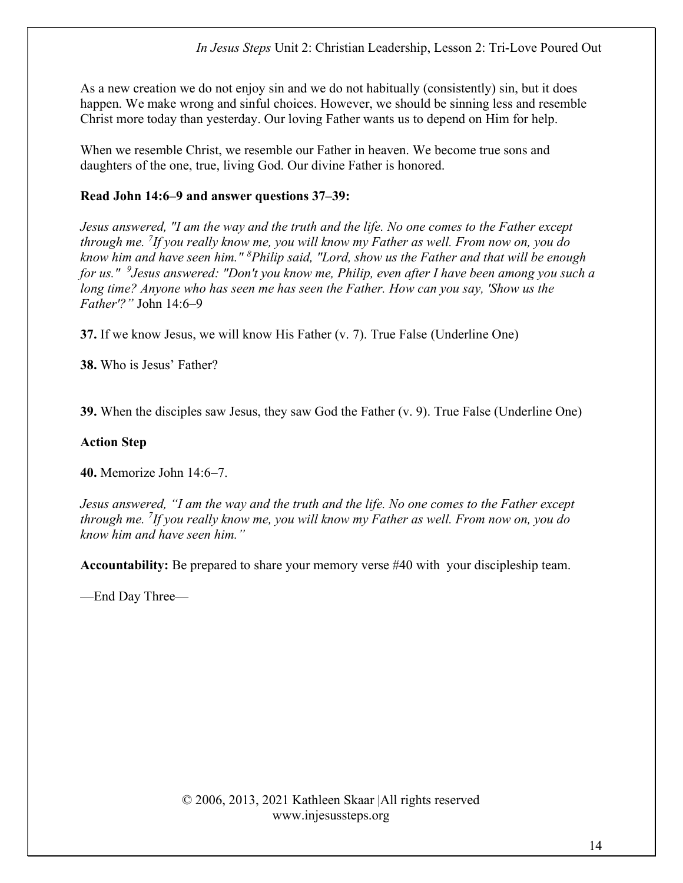As a new creation we do not enjoy sin and we do not habitually (consistently) sin, but it does happen. We make wrong and sinful choices. However, we should be sinning less and resemble Christ more today than yesterday. Our loving Father wants us to depend on Him for help.

When we resemble Christ, we resemble our Father in heaven. We become true sons and daughters of the one, true, living God. Our divine Father is honored.

**Read John 14:6–9 and answer questions 37–39:**

*Jesus answered, "I am the way and the truth and the life. No one comes to the Father except through me. [7]If you really know me, you will know my Father as well. From now on, you do know him and have seen him." [8]Philip said, "Lord, show us the Father and that will be enough for us." [9]Jesus answered: "Don't you know me, Philip, even after I have been among you such a long time? Anyone who has seen me has seen the Father. How can you say, 'Show us the Father'?"* John 14:6–9

**37.** If we know Jesus, we will know His Father (v. 7). True False (Underline One)

**38.** Who is Jesus' Father?

**39.** When the disciples saw Jesus, they saw God the Father (v. 9). True False (Underline One)

**Action Step**

**40.** Memorize John 14:6–7.

*Jesus answered, "I am the way and the truth and the life. No one comes to the Father except through me. [7]If you really know me, you will know my Father as well. From now on, you do know him and have seen him."*

**Accountability:** Be prepared to share your memory verse #40 with your discipleship team.

—End Day Three—

© 2006, 2013, 2021 Kathleen Skaar |All rights reserved
www.injesussteps.org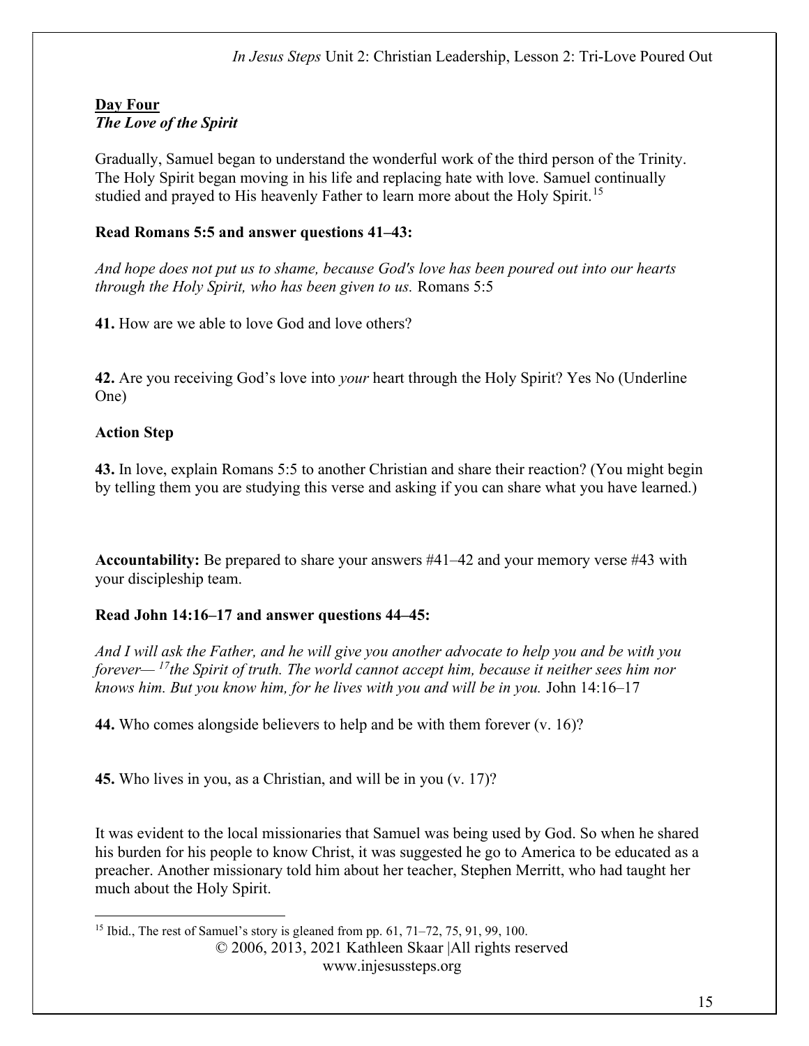**Day Four**
***The Love of the Spirit***

Gradually, Samuel began to understand the wonderful work of the third person of the Trinity. The Holy Spirit began moving in his life and replacing hate with love. Samuel continually studied and prayed to His heavenly Father to learn more about the Holy Spirit.[15]

**Read Romans 5:5 and answer questions 41–43:**

*And hope does not put us to shame, because God's love has been poured out into our hearts through the Holy Spirit, who has been given to us.* Romans 5:5

**41.** How are we able to love God and love others?

**42.** Are you receiving God's love into *your* heart through the Holy Spirit? Yes No (Underline One)

**Action Step**

**43.** In love, explain Romans 5:5 to another Christian and share their reaction? (You might begin by telling them you are studying this verse and asking if you can share what you have learned.)

**Accountability:** Be prepared to share your answers #41–42 and your memory verse #43 with your discipleship team.

**Read John 14:16–17 and answer questions 44–45:**

*And I will ask the Father, and he will give you another advocate to help you and be with you forever— [17]the Spirit of truth. The world cannot accept him, because it neither sees him nor knows him. But you know him, for he lives with you and will be in you.* John 14:16–17

**44.** Who comes alongside believers to help and be with them forever (v. 16)?

**45.** Who lives in you, as a Christian, and will be in you (v. 17)?

It was evident to the local missionaries that Samuel was being used by God. So when he shared his burden for his people to know Christ, it was suggested he go to America to be educated as a preacher. Another missionary told him about her teacher, Stephen Merritt, who had taught her much about the Holy Spirit.

[15] Ibid., The rest of Samuel's story is gleaned from pp. 61, 71–72, 75, 91, 99, 100.

© 2006, 2013, 2021 Kathleen Skaar |All rights reserved
www.injesussteps.org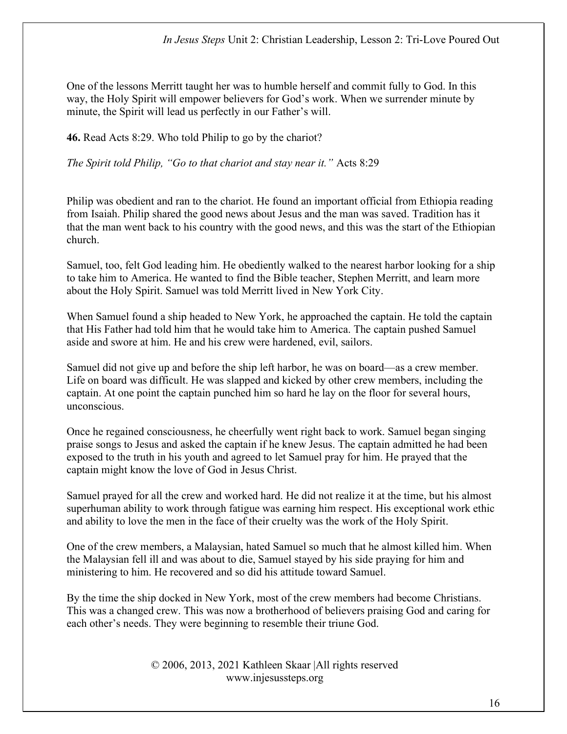One of the lessons Merritt taught her was to humble herself and commit fully to God. In this way, the Holy Spirit will empower believers for God's work. When we surrender minute by minute, the Spirit will lead us perfectly in our Father's will.

**46.** Read Acts 8:29. Who told Philip to go by the chariot?

*The Spirit told Philip, "Go to that chariot and stay near it."* Acts 8:29

Philip was obedient and ran to the chariot. He found an important official from Ethiopia reading from Isaiah. Philip shared the good news about Jesus and the man was saved. Tradition has it that the man went back to his country with the good news, and this was the start of the Ethiopian church.

Samuel, too, felt God leading him. He obediently walked to the nearest harbor looking for a ship to take him to America. He wanted to find the Bible teacher, Stephen Merritt, and learn more about the Holy Spirit. Samuel was told Merritt lived in New York City.

When Samuel found a ship headed to New York, he approached the captain. He told the captain that His Father had told him that he would take him to America. The captain pushed Samuel aside and swore at him. He and his crew were hardened, evil, sailors.

Samuel did not give up and before the ship left harbor, he was on board—as a crew member. Life on board was difficult. He was slapped and kicked by other crew members, including the captain. At one point the captain punched him so hard he lay on the floor for several hours, unconscious.

Once he regained consciousness, he cheerfully went right back to work. Samuel began singing praise songs to Jesus and asked the captain if he knew Jesus. The captain admitted he had been exposed to the truth in his youth and agreed to let Samuel pray for him. He prayed that the captain might know the love of God in Jesus Christ.

Samuel prayed for all the crew and worked hard. He did not realize it at the time, but his almost superhuman ability to work through fatigue was earning him respect. His exceptional work ethic and ability to love the men in the face of their cruelty was the work of the Holy Spirit.

One of the crew members, a Malaysian, hated Samuel so much that he almost killed him. When the Malaysian fell ill and was about to die, Samuel stayed by his side praying for him and ministering to him. He recovered and so did his attitude toward Samuel.

By the time the ship docked in New York, most of the crew members had become Christians. This was a changed crew. This was now a brotherhood of believers praising God and caring for each other's needs. They were beginning to resemble their triune God.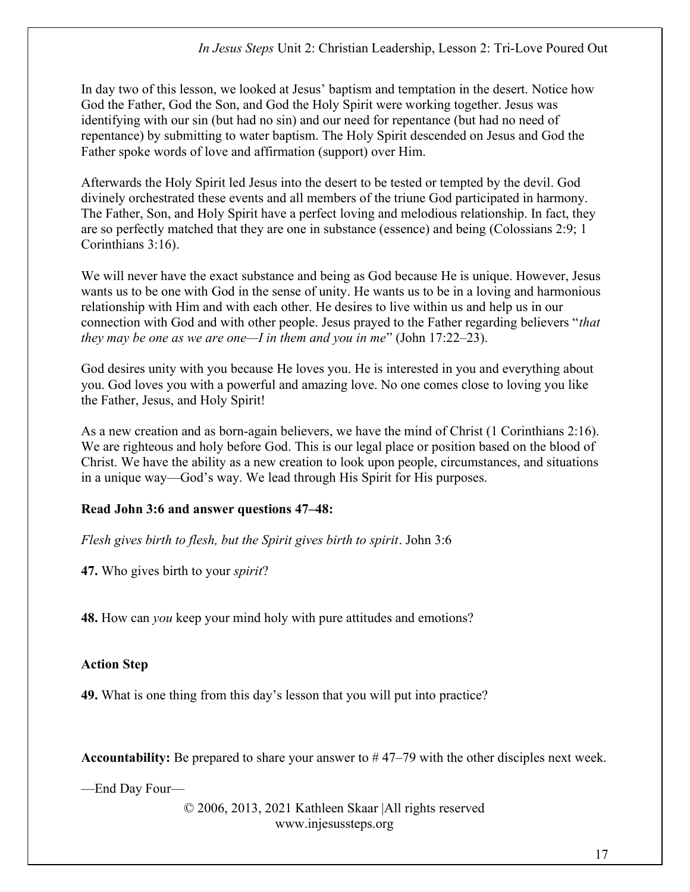In day two of this lesson, we looked at Jesus' baptism and temptation in the desert. Notice how God the Father, God the Son, and God the Holy Spirit were working together. Jesus was identifying with our sin (but had no sin) and our need for repentance (but had no need of repentance) by submitting to water baptism. The Holy Spirit descended on Jesus and God the Father spoke words of love and affirmation (support) over Him.

Afterwards the Holy Spirit led Jesus into the desert to be tested or tempted by the devil. God divinely orchestrated these events and all members of the triune God participated in harmony. The Father, Son, and Holy Spirit have a perfect loving and melodious relationship. In fact, they are so perfectly matched that they are one in substance (essence) and being (Colossians 2:9; 1 Corinthians 3:16).

We will never have the exact substance and being as God because He is unique. However, Jesus wants us to be one with God in the sense of unity. He wants us to be in a loving and harmonious relationship with Him and with each other. He desires to live within us and help us in our connection with God and with other people. Jesus prayed to the Father regarding believers "*that they may be one as we are one—I in them and you in me*" (John 17:22–23).

God desires unity with you because He loves you. He is interested in you and everything about you. God loves you with a powerful and amazing love. No one comes close to loving you like the Father, Jesus, and Holy Spirit!

As a new creation and as born-again believers, we have the mind of Christ (1 Corinthians 2:16). We are righteous and holy before God. This is our legal place or position based on the blood of Christ. We have the ability as a new creation to look upon people, circumstances, and situations in a unique way—God's way. We lead through His Spirit for His purposes.

**Read John 3:6 and answer questions 47–48:**

*Flesh gives birth to flesh, but the Spirit gives birth to spirit*. John 3:6

**47.** Who gives birth to your *spirit*?

**48.** How can *you* keep your mind holy with pure attitudes and emotions?

**Action Step**

**49.** What is one thing from this day's lesson that you will put into practice?

**Accountability:** Be prepared to share your answer to # 47–79 with the other disciples next week.

—End Day Four—

© 2006, 2013, 2021 Kathleen Skaar |All rights reserved
www.injesussteps.org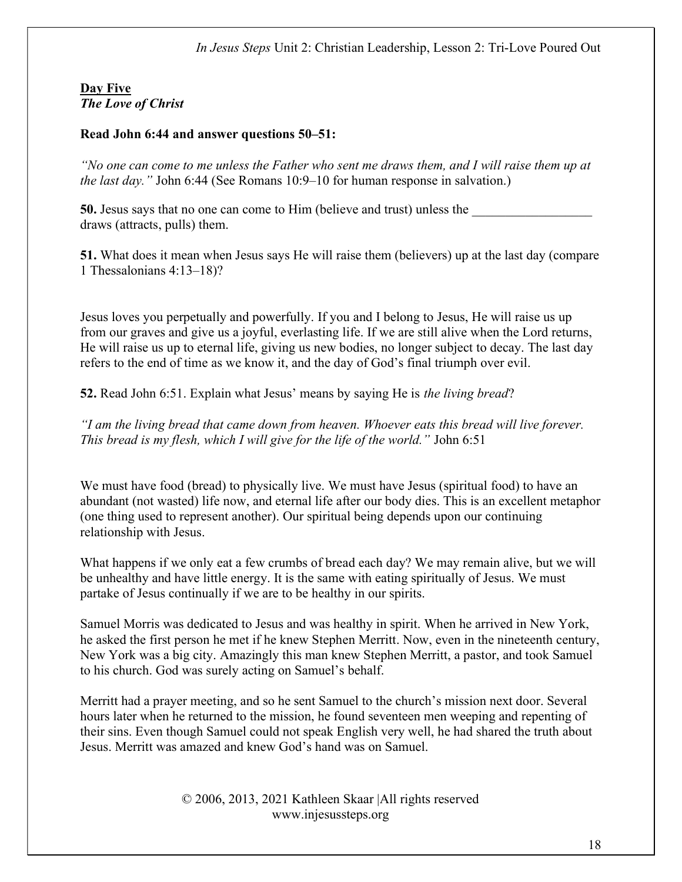**Day Five**
***The Love of Christ***

**Read John 6:44 and answer questions 50–51:**

*"No one can come to me unless the Father who sent me draws them, and I will raise them up at the last day."* John 6:44 (See Romans 10:9–10 for human response in salvation.)

**50.** Jesus says that no one can come to Him (believe and trust) unless the __________________ draws (attracts, pulls) them.

**51.** What does it mean when Jesus says He will raise them (believers) up at the last day (compare 1 Thessalonians 4:13–18)?

Jesus loves you perpetually and powerfully. If you and I belong to Jesus, He will raise us up from our graves and give us a joyful, everlasting life. If we are still alive when the Lord returns, He will raise us up to eternal life, giving us new bodies, no longer subject to decay. The last day refers to the end of time as we know it, and the day of God's final triumph over evil.

**52.** Read John 6:51. Explain what Jesus' means by saying He is *the living bread*?

*"I am the living bread that came down from heaven. Whoever eats this bread will live forever. This bread is my flesh, which I will give for the life of the world."* John 6:51

We must have food (bread) to physically live. We must have Jesus (spiritual food) to have an abundant (not wasted) life now, and eternal life after our body dies. This is an excellent metaphor (one thing used to represent another). Our spiritual being depends upon our continuing relationship with Jesus.

What happens if we only eat a few crumbs of bread each day? We may remain alive, but we will be unhealthy and have little energy. It is the same with eating spiritually of Jesus. We must partake of Jesus continually if we are to be healthy in our spirits.

Samuel Morris was dedicated to Jesus and was healthy in spirit. When he arrived in New York, he asked the first person he met if he knew Stephen Merritt. Now, even in the nineteenth century, New York was a big city. Amazingly this man knew Stephen Merritt, a pastor, and took Samuel to his church. God was surely acting on Samuel's behalf.

Merritt had a prayer meeting, and so he sent Samuel to the church's mission next door. Several hours later when he returned to the mission, he found seventeen men weeping and repenting of their sins. Even though Samuel could not speak English very well, he had shared the truth about Jesus. Merritt was amazed and knew God's hand was on Samuel.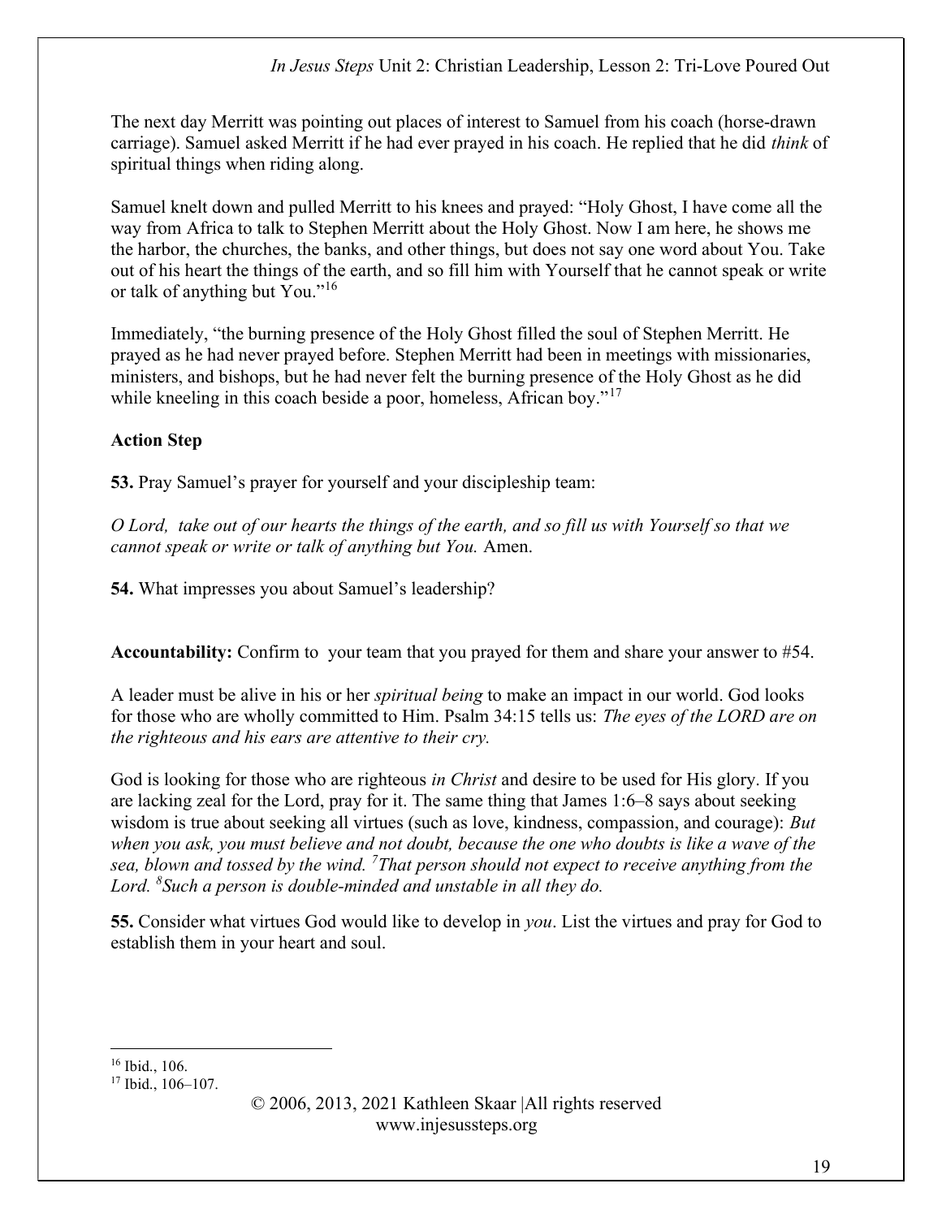The next day Merritt was pointing out places of interest to Samuel from his coach (horse-drawn carriage). Samuel asked Merritt if he had ever prayed in his coach. He replied that he did *think* of spiritual things when riding along.

Samuel knelt down and pulled Merritt to his knees and prayed: "Holy Ghost, I have come all the way from Africa to talk to Stephen Merritt about the Holy Ghost. Now I am here, he shows me the harbor, the churches, the banks, and other things, but does not say one word about You. Take out of his heart the things of the earth, and so fill him with Yourself that he cannot speak or write or talk of anything but You."[16]

Immediately, "the burning presence of the Holy Ghost filled the soul of Stephen Merritt. He prayed as he had never prayed before. Stephen Merritt had been in meetings with missionaries, ministers, and bishops, but he had never felt the burning presence of the Holy Ghost as he did while kneeling in this coach beside a poor, homeless, African boy."[17]

**Action Step**

**53.** Pray Samuel's prayer for yourself and your discipleship team:

*O Lord, take out of our hearts the things of the earth, and so fill us with Yourself so that we cannot speak or write or talk of anything but You.* Amen.

**54.** What impresses you about Samuel's leadership?

**Accountability:** Confirm to your team that you prayed for them and share your answer to #54.

A leader must be alive in his or her *spiritual being* to make an impact in our world. God looks for those who are wholly committed to Him. Psalm 34:15 tells us: *The eyes of the LORD are on the righteous and his ears are attentive to their cry.*

God is looking for those who are righteous *in Christ* and desire to be used for His glory. If you are lacking zeal for the Lord, pray for it. The same thing that James 1:6–8 says about seeking wisdom is true about seeking all virtues (such as love, kindness, compassion, and courage): *But when you ask, you must believe and not doubt, because the one who doubts is like a wave of the sea, blown and tossed by the wind. [7]That person should not expect to receive anything from the Lord. [8]Such a person is double-minded and unstable in all they do.*

**55.** Consider what virtues God would like to develop in *you*. List the virtues and pray for God to establish them in your heart and soul.

---

[16] Ibid., 106.

[17] Ibid., 106–107.

© 2006, 2013, 2021 Kathleen Skaar |All rights reserved
www.injesussteps.org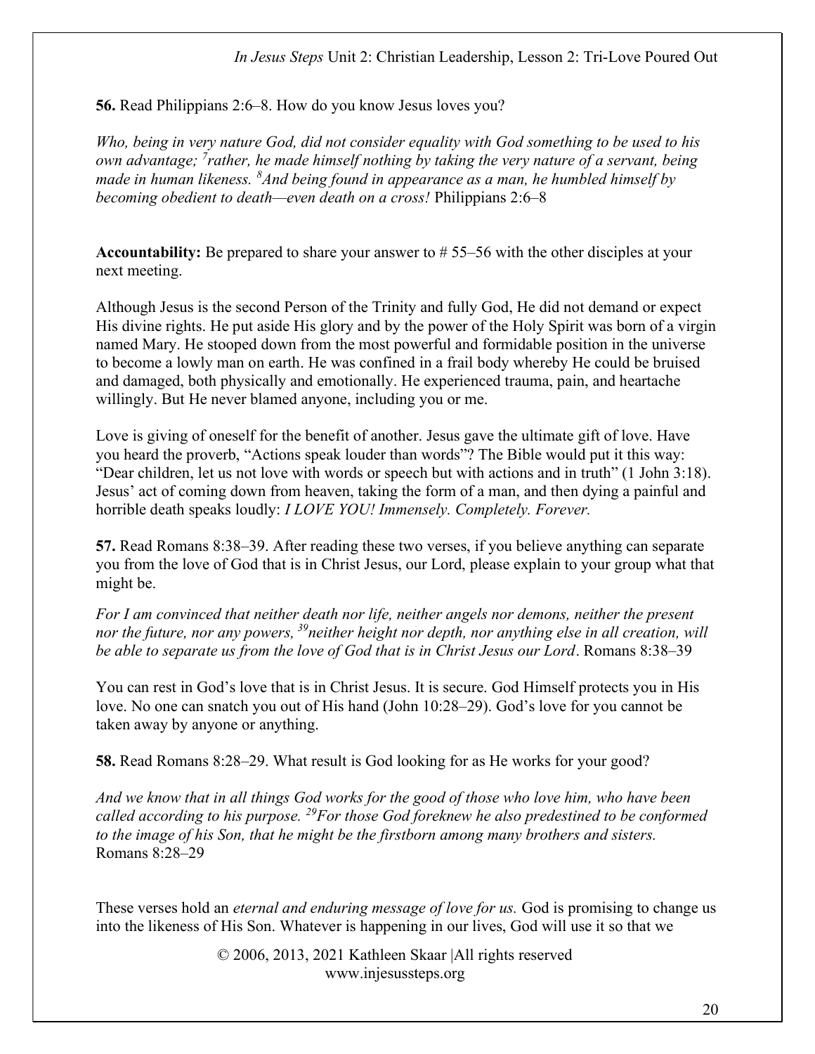**56.** Read Philippians 2:6–8. How do you know Jesus loves you?

*Who, being in very nature God, did not consider equality with God something to be used to his own advantage; [7]rather, he made himself nothing by taking the very nature of a servant, being made in human likeness. [8]And being found in appearance as a man, he humbled himself by becoming obedient to death—even death on a cross!* Philippians 2:6–8

**Accountability:** Be prepared to share your answer to # 55–56 with the other disciples at your next meeting.

Although Jesus is the second Person of the Trinity and fully God, He did not demand or expect His divine rights. He put aside His glory and by the power of the Holy Spirit was born of a virgin named Mary. He stooped down from the most powerful and formidable position in the universe to become a lowly man on earth. He was confined in a frail body whereby He could be bruised and damaged, both physically and emotionally. He experienced trauma, pain, and heartache willingly. But He never blamed anyone, including you or me.

Love is giving of oneself for the benefit of another. Jesus gave the ultimate gift of love. Have you heard the proverb, "Actions speak louder than words"? The Bible would put it this way: "Dear children, let us not love with words or speech but with actions and in truth" (1 John 3:18). Jesus' act of coming down from heaven, taking the form of a man, and then dying a painful and horrible death speaks loudly: *I LOVE YOU! Immensely. Completely. Forever.*

**57.** Read Romans 8:38–39. After reading these two verses, if you believe anything can separate you from the love of God that is in Christ Jesus, our Lord, please explain to your group what that might be.

*For I am convinced that neither death nor life, neither angels nor demons, neither the present nor the future, nor any powers, [39]neither height nor depth, nor anything else in all creation, will be able to separate us from the love of God that is in Christ Jesus our Lord*. Romans 8:38–39

You can rest in God's love that is in Christ Jesus. It is secure. God Himself protects you in His love. No one can snatch you out of His hand (John 10:28–29). God's love for you cannot be taken away by anyone or anything.

**58.** Read Romans 8:28–29. What result is God looking for as He works for your good?

*And we know that in all things God works for the good of those who love him, who have been called according to his purpose. [29]For those God foreknew he also predestined to be conformed to the image of his Son, that he might be the firstborn among many brothers and sisters.* Romans 8:28–29

These verses hold an *eternal and enduring message of love for us.* God is promising to change us into the likeness of His Son. Whatever is happening in our lives, God will use it so that we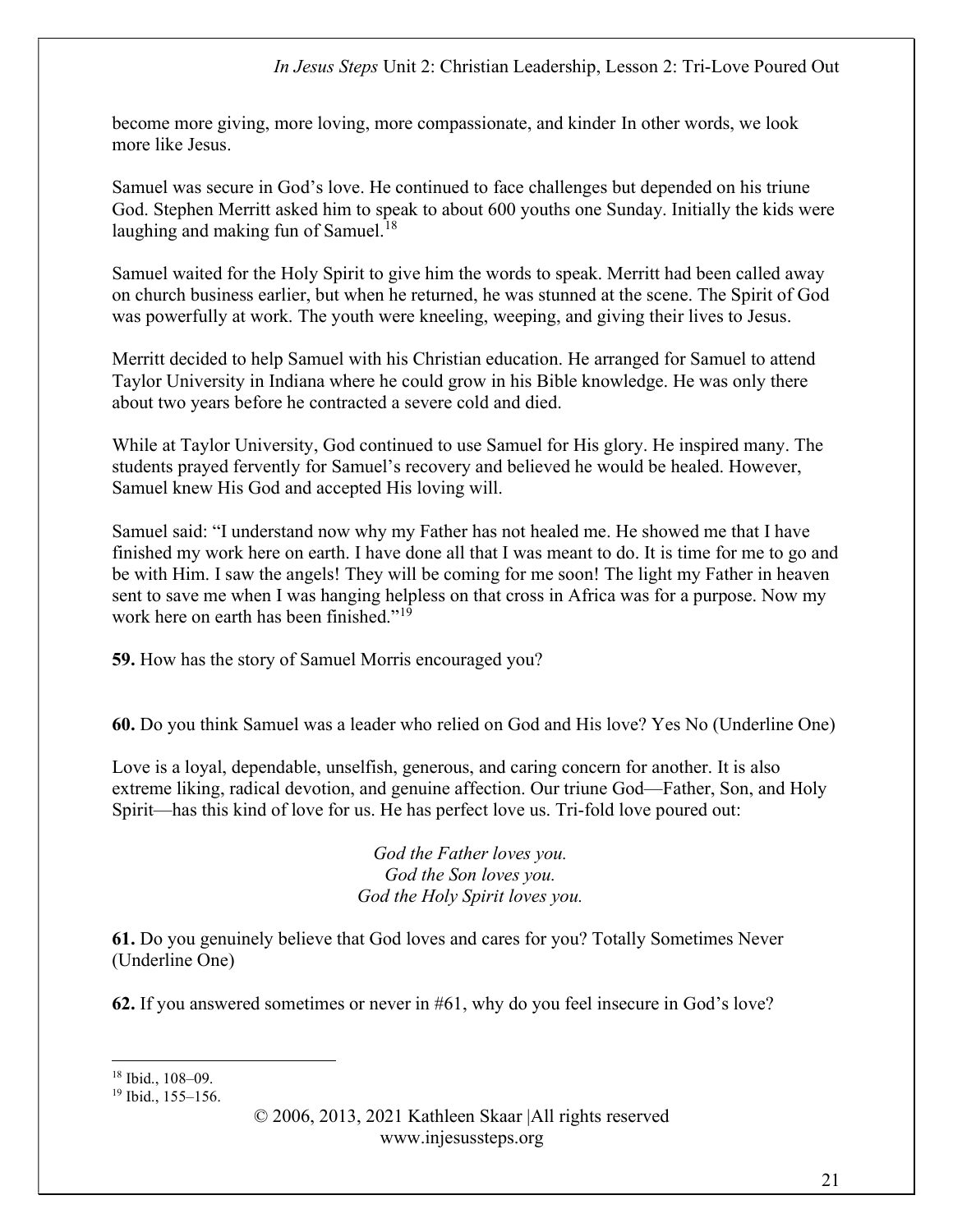become more giving, more loving, more compassionate, and kinder In other words, we look more like Jesus.

Samuel was secure in God's love. He continued to face challenges but depended on his triune God. Stephen Merritt asked him to speak to about 600 youths one Sunday. Initially the kids were laughing and making fun of Samuel.[18]

Samuel waited for the Holy Spirit to give him the words to speak. Merritt had been called away on church business earlier, but when he returned, he was stunned at the scene. The Spirit of God was powerfully at work. The youth were kneeling, weeping, and giving their lives to Jesus.

Merritt decided to help Samuel with his Christian education. He arranged for Samuel to attend Taylor University in Indiana where he could grow in his Bible knowledge. He was only there about two years before he contracted a severe cold and died.

While at Taylor University, God continued to use Samuel for His glory. He inspired many. The students prayed fervently for Samuel's recovery and believed he would be healed. However, Samuel knew His God and accepted His loving will.

Samuel said: "I understand now why my Father has not healed me. He showed me that I have finished my work here on earth. I have done all that I was meant to do. It is time for me to go and be with Him. I saw the angels! They will be coming for me soon! The light my Father in heaven sent to save me when I was hanging helpless on that cross in Africa was for a purpose. Now my work here on earth has been finished."[19]

**59.** How has the story of Samuel Morris encouraged you?

**60.** Do you think Samuel was a leader who relied on God and His love? Yes No (Underline One)

Love is a loyal, dependable, unselfish, generous, and caring concern for another. It is also extreme liking, radical devotion, and genuine affection. Our triune God—Father, Son, and Holy Spirit—has this kind of love for us. He has perfect love us. Tri-fold love poured out:

*God the Father loves you.*
*God the Son loves you.*
*God the Holy Spirit loves you.*

**61.** Do you genuinely believe that God loves and cares for you? Totally Sometimes Never (Underline One)

**62.** If you answered sometimes or never in #61, why do you feel insecure in God's love?

---

[18] Ibid., 108–09.
[19] Ibid., 155–156.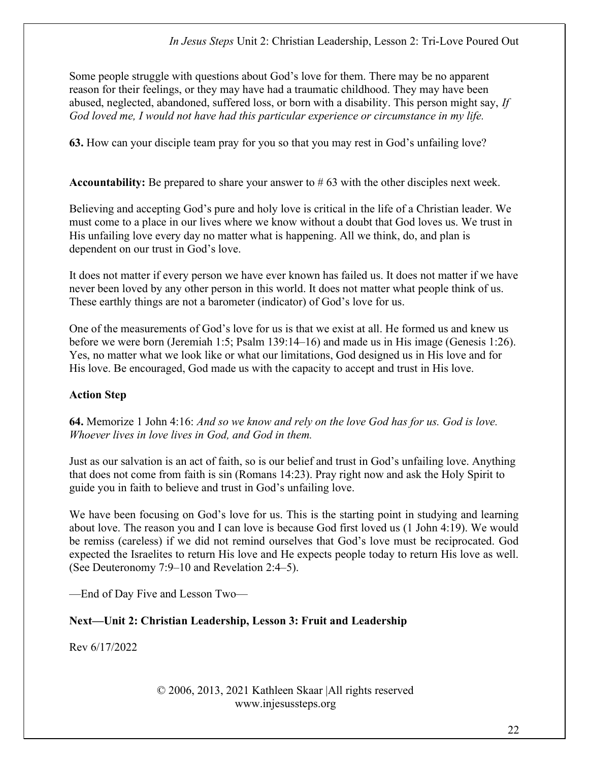Some people struggle with questions about God's love for them. There may be no apparent reason for their feelings, or they may have had a traumatic childhood. They may have been abused, neglected, abandoned, suffered loss, or born with a disability. This person might say, *If God loved me, I would not have had this particular experience or circumstance in my life.*

**63.** How can your disciple team pray for you so that you may rest in God's unfailing love?

**Accountability:** Be prepared to share your answer to # 63 with the other disciples next week.

Believing and accepting God's pure and holy love is critical in the life of a Christian leader. We must come to a place in our lives where we know without a doubt that God loves us. We trust in His unfailing love every day no matter what is happening. All we think, do, and plan is dependent on our trust in God's love.

It does not matter if every person we have ever known has failed us. It does not matter if we have never been loved by any other person in this world. It does not matter what people think of us. These earthly things are not a barometer (indicator) of God's love for us.

One of the measurements of God's love for us is that we exist at all. He formed us and knew us before we were born (Jeremiah 1:5; Psalm 139:14–16) and made us in His image (Genesis 1:26). Yes, no matter what we look like or what our limitations, God designed us in His love and for His love. Be encouraged, God made us with the capacity to accept and trust in His love.

**Action Step**

**64.** Memorize 1 John 4:16: *And so we know and rely on the love God has for us. God is love. Whoever lives in love lives in God, and God in them.*

Just as our salvation is an act of faith, so is our belief and trust in God's unfailing love. Anything that does not come from faith is sin (Romans 14:23). Pray right now and ask the Holy Spirit to guide you in faith to believe and trust in God's unfailing love.

We have been focusing on God's love for us. This is the starting point in studying and learning about love. The reason you and I can love is because God first loved us (1 John 4:19). We would be remiss (careless) if we did not remind ourselves that God's love must be reciprocated. God expected the Israelites to return His love and He expects people today to return His love as well. (See Deuteronomy 7:9–10 and Revelation 2:4–5).

—End of Day Five and Lesson Two—

**Next—Unit 2: Christian Leadership, Lesson 3: Fruit and Leadership**

Rev 6/17/2022

© 2006, 2013, 2021 Kathleen Skaar |All rights reserved
www.injesussteps.org